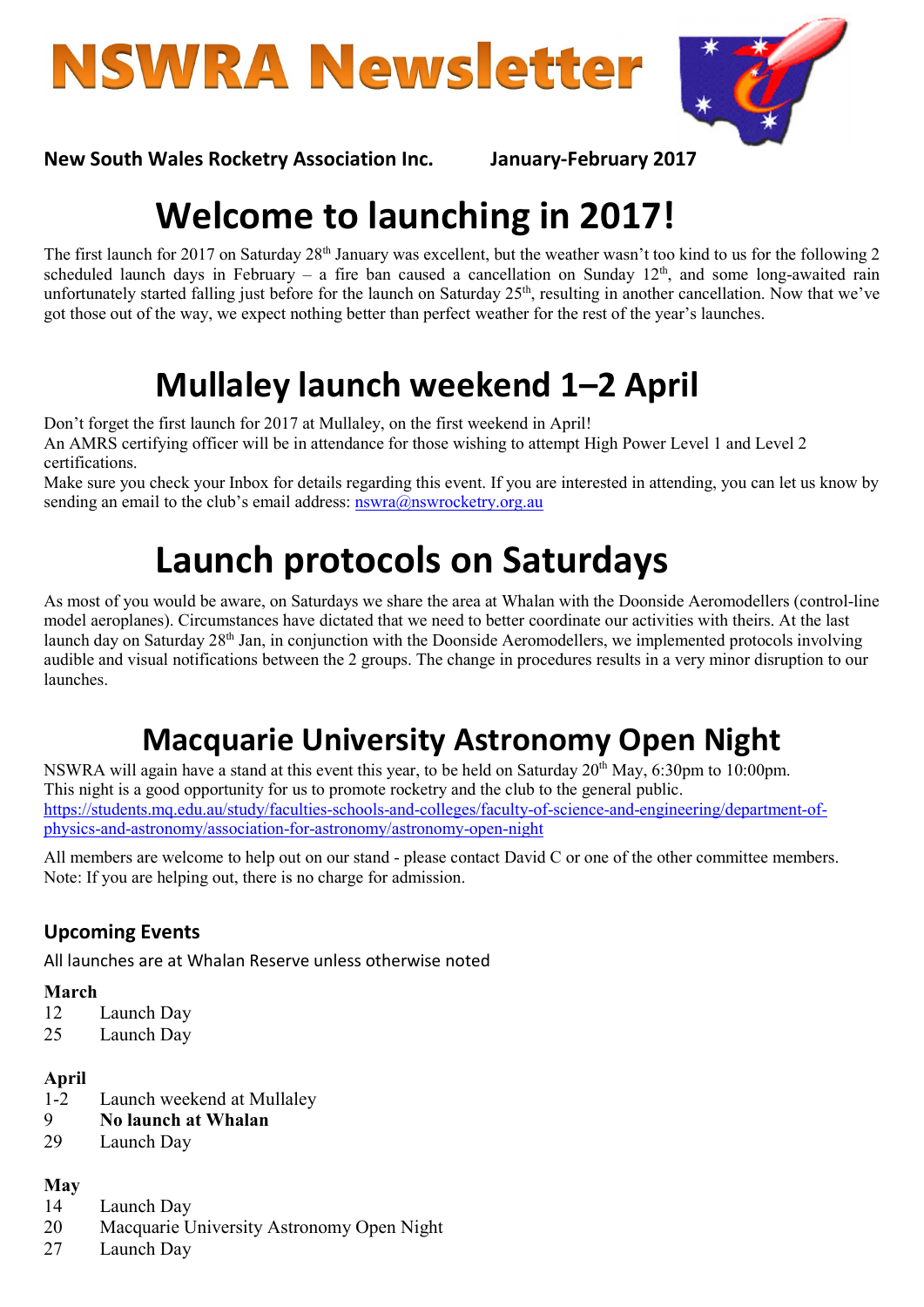# NSWRA Newsletter

**New South Wales Rocketry Association Inc.** **January-February 2017**

# Welcome to launching in 2017!

The first launch for 2017 on Saturday 28th January was excellent, but the weather wasn't too kind to us for the following 2 scheduled launch days in February – a fire ban caused a cancellation on Sunday 12th, and some long-awaited rain unfortunately started falling just before for the launch on Saturday 25th, resulting in another cancellation. Now that we've got those out of the way, we expect nothing better than perfect weather for the rest of the year's launches.

# Mullaley launch weekend 1–2 April

Don't forget the first launch for 2017 at Mullaley, on the first weekend in April!
An AMRS certifying officer will be in attendance for those wishing to attempt High Power Level 1 and Level 2 certifications.
Make sure you check your Inbox for details regarding this event. If you are interested in attending, you can let us know by sending an email to the club's email address: nswra@nswrocketry.org.au

# Launch protocols on Saturdays

As most of you would be aware, on Saturdays we share the area at Whalan with the Doonside Aeromodellers (control-line model aeroplanes). Circumstances have dictated that we need to better coordinate our activities with theirs. At the last launch day on Saturday 28th Jan, in conjunction with the Doonside Aeromodellers, we implemented protocols involving audible and visual notifications between the 2 groups. The change in procedures results in a very minor disruption to our launches.

## Macquarie University Astronomy Open Night

NSWRA will again have a stand at this event this year, to be held on Saturday 20th May, 6:30pm to 10:00pm.
This night is a good opportunity for us to promote rocketry and the club to the general public.
https://students.mq.edu.au/study/faculties-schools-and-colleges/faculty-of-science-and-engineering/department-of-physics-and-astronomy/association-for-astronomy/astronomy-open-night

All members are welcome to help out on our stand - please contact David C or one of the other committee members.
Note: If you are helping out, there is no charge for admission.

### Upcoming Events

All launches are at Whalan Reserve unless otherwise noted

**March**
12 Launch Day
25 Launch Day

**April**
1-2 Launch weekend at Mullaley
9 **No launch at Whalan**
29 Launch Day

**May**
14 Launch Day
20 Macquarie University Astronomy Open Night
27 Launch Day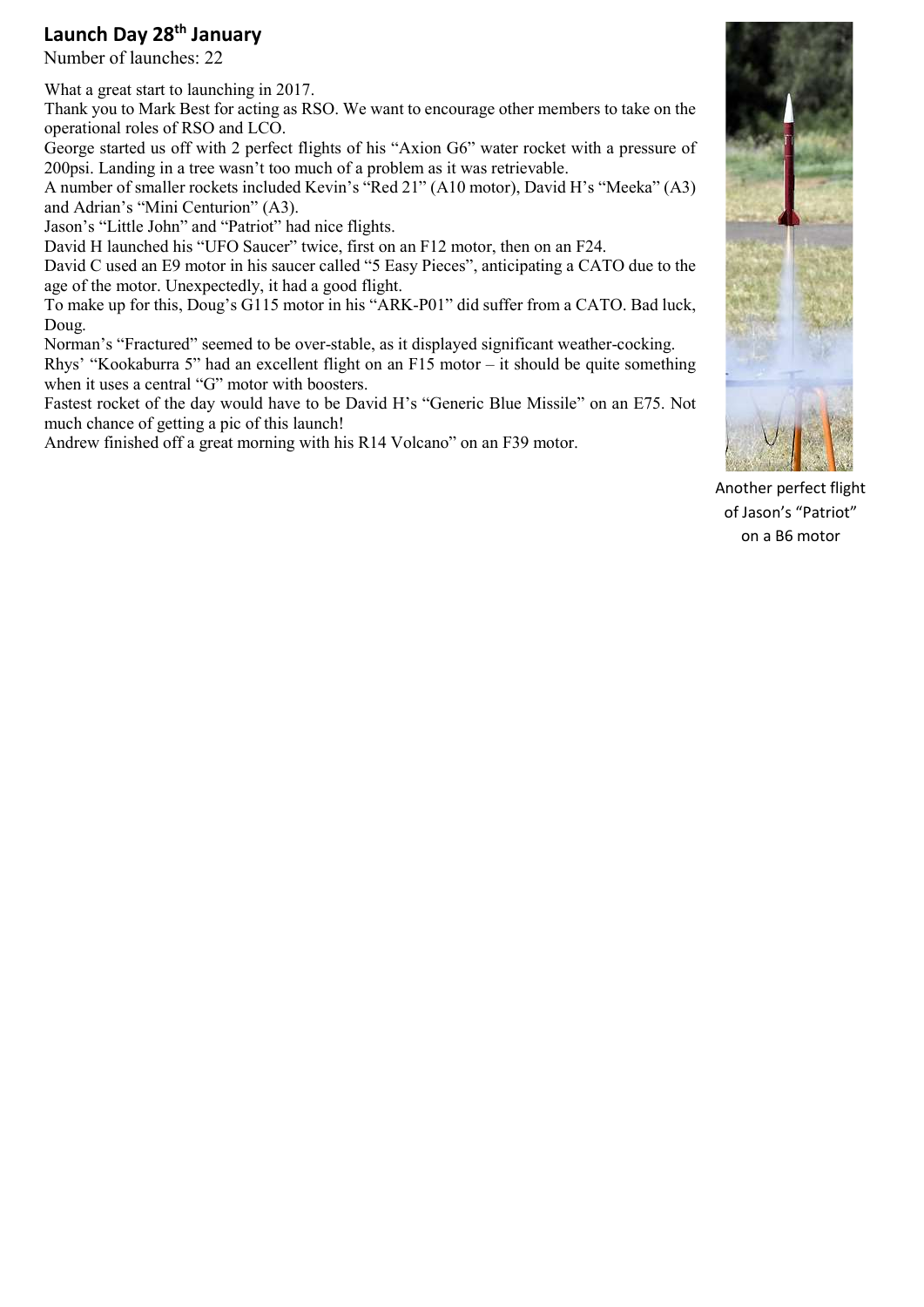## Launch Day 28th January

Number of launches: 22

What a great start to launching in 2017.

Thank you to Mark Best for acting as RSO. We want to encourage other members to take on the operational roles of RSO and LCO.

George started us off with 2 perfect flights of his “Axion G6” water rocket with a pressure of 200psi. Landing in a tree wasn’t too much of a problem as it was retrievable.

A number of smaller rockets included Kevin’s “Red 21” (A10 motor), David H’s “Meeka” (A3) and Adrian’s “Mini Centurion” (A3).

Jason’s “Little John” and “Patriot” had nice flights.

David H launched his “UFO Saucer” twice, first on an F12 motor, then on an F24.

David C used an E9 motor in his saucer called “5 Easy Pieces”, anticipating a CATO due to the age of the motor. Unexpectedly, it had a good flight.

To make up for this, Doug’s G115 motor in his “ARK-P01” did suffer from a CATO. Bad luck, Doug.

Norman’s “Fractured” seemed to be over-stable, as it displayed significant weather-cocking.

Rhys’ “Kookaburra 5” had an excellent flight on an F15 motor – it should be quite something when it uses a central “G” motor with boosters.

Fastest rocket of the day would have to be David H’s “Generic Blue Missile” on an E75. Not much chance of getting a pic of this launch!

Andrew finished off a great morning with his R14 Volcano” on an F39 motor.

Another perfect flight of Jason’s “Patriot” on a B6 motor